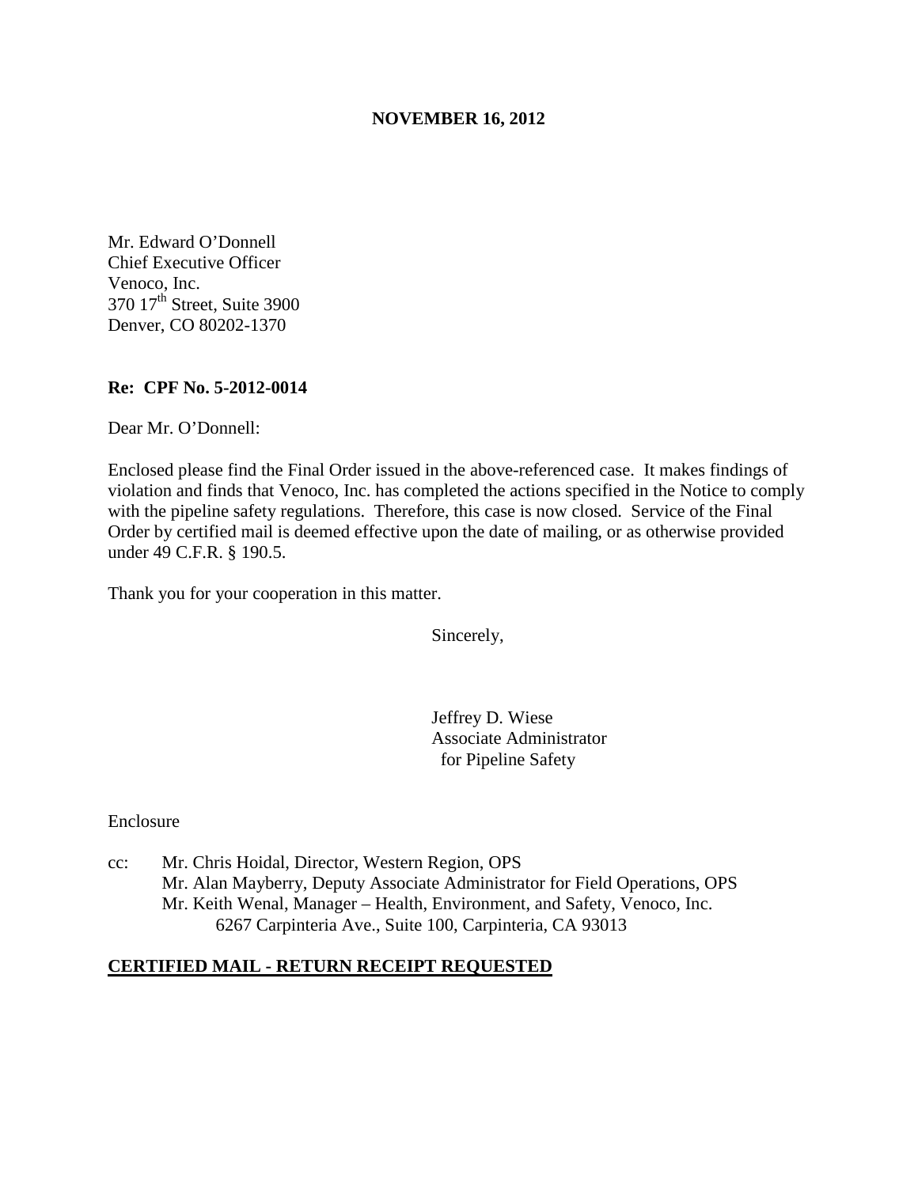**NOVEMBER 16, 2012**

Mr. Edward O'Donnell
Chief Executive Officer
Venoco, Inc.
370 17th Street, Suite 3900
Denver, CO 80202-1370

**Re: CPF No. 5-2012-0014**

Dear Mr. O'Donnell:

Enclosed please find the Final Order issued in the above-referenced case. It makes findings of violation and finds that Venoco, Inc. has completed the actions specified in the Notice to comply with the pipeline safety regulations. Therefore, this case is now closed. Service of the Final Order by certified mail is deemed effective upon the date of mailing, or as otherwise provided under 49 C.F.R. § 190.5.

Thank you for your cooperation in this matter.

Sincerely,

Jeffrey D. Wiese
Associate Administrator
for Pipeline Safety

Enclosure

cc: Mr. Chris Hoidal, Director, Western Region, OPS
Mr. Alan Mayberry, Deputy Associate Administrator for Field Operations, OPS
Mr. Keith Wenal, Manager – Health, Environment, and Safety, Venoco, Inc.
6267 Carpinteria Ave., Suite 100, Carpinteria, CA 93013

**CERTIFIED MAIL - RETURN RECEIPT REQUESTED**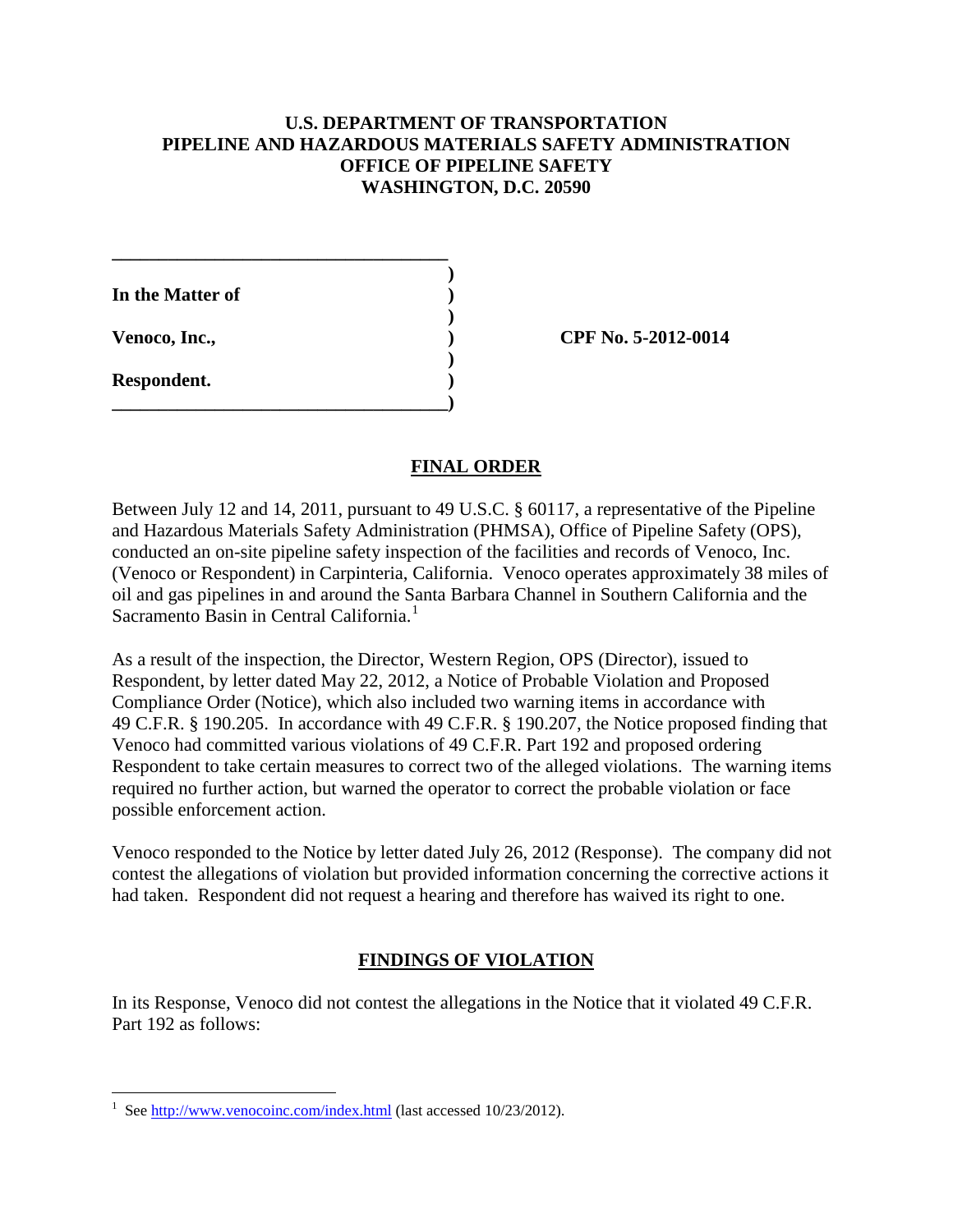**U.S. DEPARTMENT OF TRANSPORTATION**
**PIPELINE AND HAZARDOUS MATERIALS SAFETY ADMINISTRATION**
**OFFICE OF PIPELINE SAFETY**
**WASHINGTON, D.C. 20590**

| | |
|---|---|
| **In the Matter of** | |
| **Venoco, Inc.,** | **CPF No. 5-2012-0014** |
| **Respondent.** | |

## FINAL ORDER

Between July 12 and 14, 2011, pursuant to 49 U.S.C. § 60117, a representative of the Pipeline and Hazardous Materials Safety Administration (PHMSA), Office of Pipeline Safety (OPS), conducted an on-site pipeline safety inspection of the facilities and records of Venoco, Inc. (Venoco or Respondent) in Carpinteria, California. Venoco operates approximately 38 miles of oil and gas pipelines in and around the Santa Barbara Channel in Southern California and the Sacramento Basin in Central California.[1]

As a result of the inspection, the Director, Western Region, OPS (Director), issued to Respondent, by letter dated May 22, 2012, a Notice of Probable Violation and Proposed Compliance Order (Notice), which also included two warning items in accordance with 49 C.F.R. § 190.205. In accordance with 49 C.F.R. § 190.207, the Notice proposed finding that Venoco had committed various violations of 49 C.F.R. Part 192 and proposed ordering Respondent to take certain measures to correct two of the alleged violations. The warning items required no further action, but warned the operator to correct the probable violation or face possible enforcement action.

Venoco responded to the Notice by letter dated July 26, 2012 (Response). The company did not contest the allegations of violation but provided information concerning the corrective actions it had taken. Respondent did not request a hearing and therefore has waived its right to one.

## FINDINGS OF VIOLATION

In its Response, Venoco did not contest the allegations in the Notice that it violated 49 C.F.R. Part 192 as follows:

---

[1] See http://www.venocoinc.com/index.html (last accessed 10/23/2012).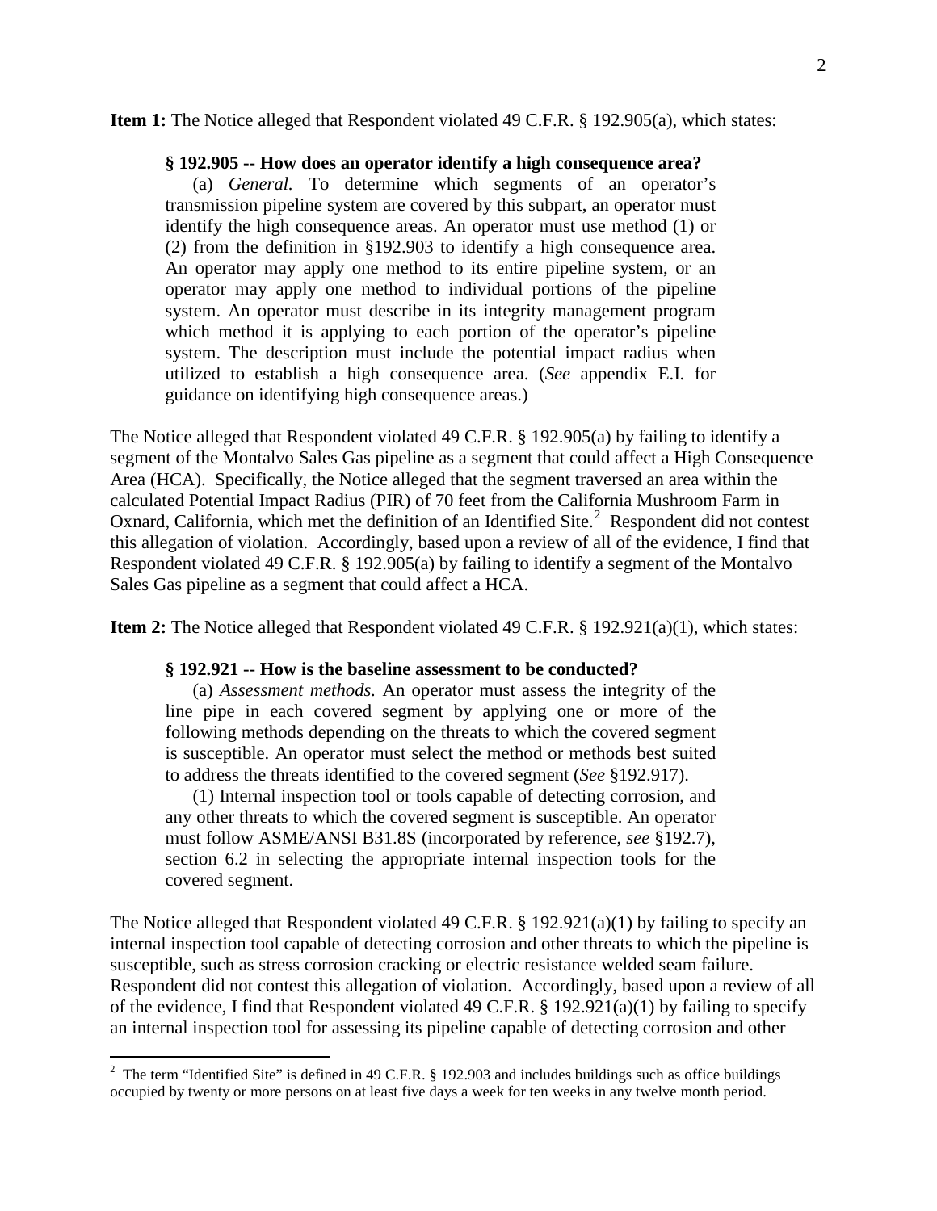**Item 1:** The Notice alleged that Respondent violated 49 C.F.R. § 192.905(a), which states:

> **§ 192.905 -- How does an operator identify a high consequence area?**
>
> (a) *General.* To determine which segments of an operator's transmission pipeline system are covered by this subpart, an operator must identify the high consequence areas. An operator must use method (1) or (2) from the definition in §192.903 to identify a high consequence area. An operator may apply one method to its entire pipeline system, or an operator may apply one method to individual portions of the pipeline system. An operator must describe in its integrity management program which method it is applying to each portion of the operator's pipeline system. The description must include the potential impact radius when utilized to establish a high consequence area. (*See* appendix E.I. for guidance on identifying high consequence areas.)

The Notice alleged that Respondent violated 49 C.F.R. § 192.905(a) by failing to identify a segment of the Montalvo Sales Gas pipeline as a segment that could affect a High Consequence Area (HCA). Specifically, the Notice alleged that the segment traversed an area within the calculated Potential Impact Radius (PIR) of 70 feet from the California Mushroom Farm in Oxnard, California, which met the definition of an Identified Site.[2] Respondent did not contest this allegation of violation. Accordingly, based upon a review of all of the evidence, I find that Respondent violated 49 C.F.R. § 192.905(a) by failing to identify a segment of the Montalvo Sales Gas pipeline as a segment that could affect a HCA.

**Item 2:** The Notice alleged that Respondent violated 49 C.F.R. § 192.921(a)(1), which states:

> **§ 192.921 -- How is the baseline assessment to be conducted?**
>
> (a) *Assessment methods.* An operator must assess the integrity of the line pipe in each covered segment by applying one or more of the following methods depending on the threats to which the covered segment is susceptible. An operator must select the method or methods best suited to address the threats identified to the covered segment (*See* §192.917).
>
> (1) Internal inspection tool or tools capable of detecting corrosion, and any other threats to which the covered segment is susceptible. An operator must follow ASME/ANSI B31.8S (incorporated by reference, *see* §192.7), section 6.2 in selecting the appropriate internal inspection tools for the covered segment.

The Notice alleged that Respondent violated 49 C.F.R. § 192.921(a)(1) by failing to specify an internal inspection tool capable of detecting corrosion and other threats to which the pipeline is susceptible, such as stress corrosion cracking or electric resistance welded seam failure. Respondent did not contest this allegation of violation. Accordingly, based upon a review of all of the evidence, I find that Respondent violated 49 C.F.R. § 192.921(a)(1) by failing to specify an internal inspection tool for assessing its pipeline capable of detecting corrosion and other

---

[2] The term "Identified Site" is defined in 49 C.F.R. § 192.903 and includes buildings such as office buildings occupied by twenty or more persons on at least five days a week for ten weeks in any twelve month period.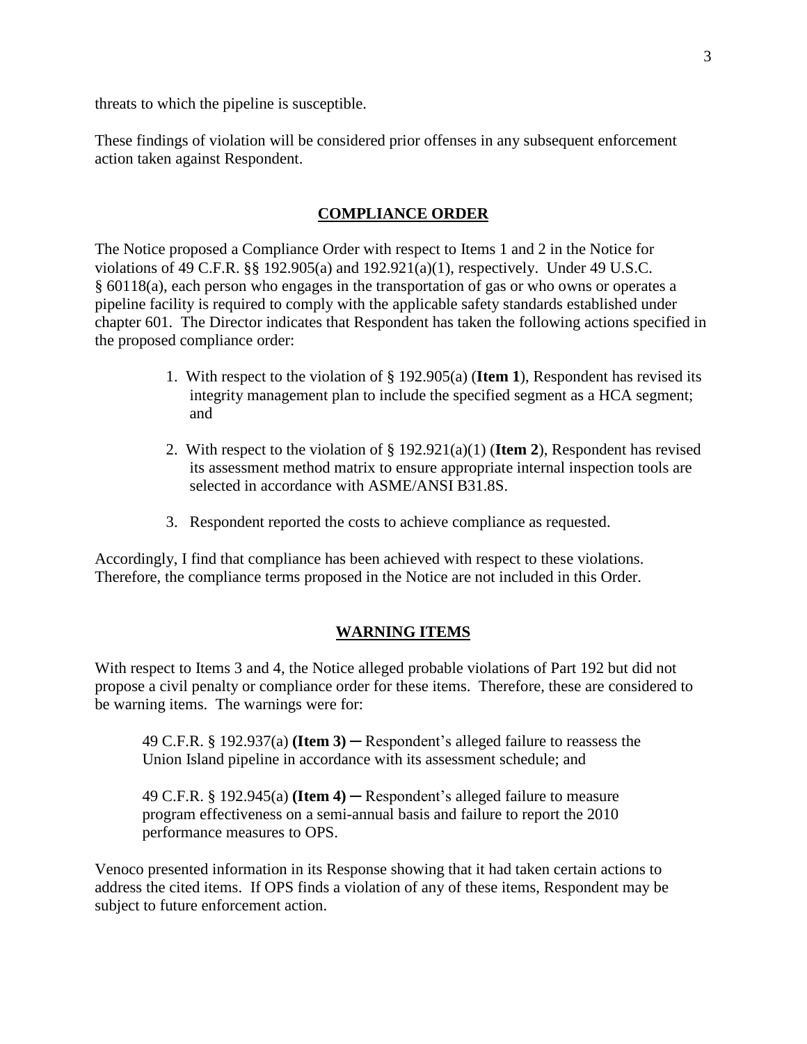threats to which the pipeline is susceptible.

These findings of violation will be considered prior offenses in any subsequent enforcement action taken against Respondent.

## COMPLIANCE ORDER

The Notice proposed a Compliance Order with respect to Items 1 and 2 in the Notice for violations of 49 C.F.R. §§ 192.905(a) and 192.921(a)(1), respectively. Under 49 U.S.C. § 60118(a), each person who engages in the transportation of gas or who owns or operates a pipeline facility is required to comply with the applicable safety standards established under chapter 601. The Director indicates that Respondent has taken the following actions specified in the proposed compliance order:

1. With respect to the violation of § 192.905(a) (**Item 1**), Respondent has revised its integrity management plan to include the specified segment as a HCA segment; and

2. With respect to the violation of § 192.921(a)(1) (**Item 2**), Respondent has revised its assessment method matrix to ensure appropriate internal inspection tools are selected in accordance with ASME/ANSI B31.8S.

3. Respondent reported the costs to achieve compliance as requested.

Accordingly, I find that compliance has been achieved with respect to these violations. Therefore, the compliance terms proposed in the Notice are not included in this Order.

## WARNING ITEMS

With respect to Items 3 and 4, the Notice alleged probable violations of Part 192 but did not propose a civil penalty or compliance order for these items. Therefore, these are considered to be warning items. The warnings were for:

> 49 C.F.R. § 192.937(a) **(Item 3)** ─ Respondent's alleged failure to reassess the Union Island pipeline in accordance with its assessment schedule; and
>
> 49 C.F.R. § 192.945(a) **(Item 4)** ─ Respondent's alleged failure to measure program effectiveness on a semi-annual basis and failure to report the 2010 performance measures to OPS.

Venoco presented information in its Response showing that it had taken certain actions to address the cited items. If OPS finds a violation of any of these items, Respondent may be subject to future enforcement action.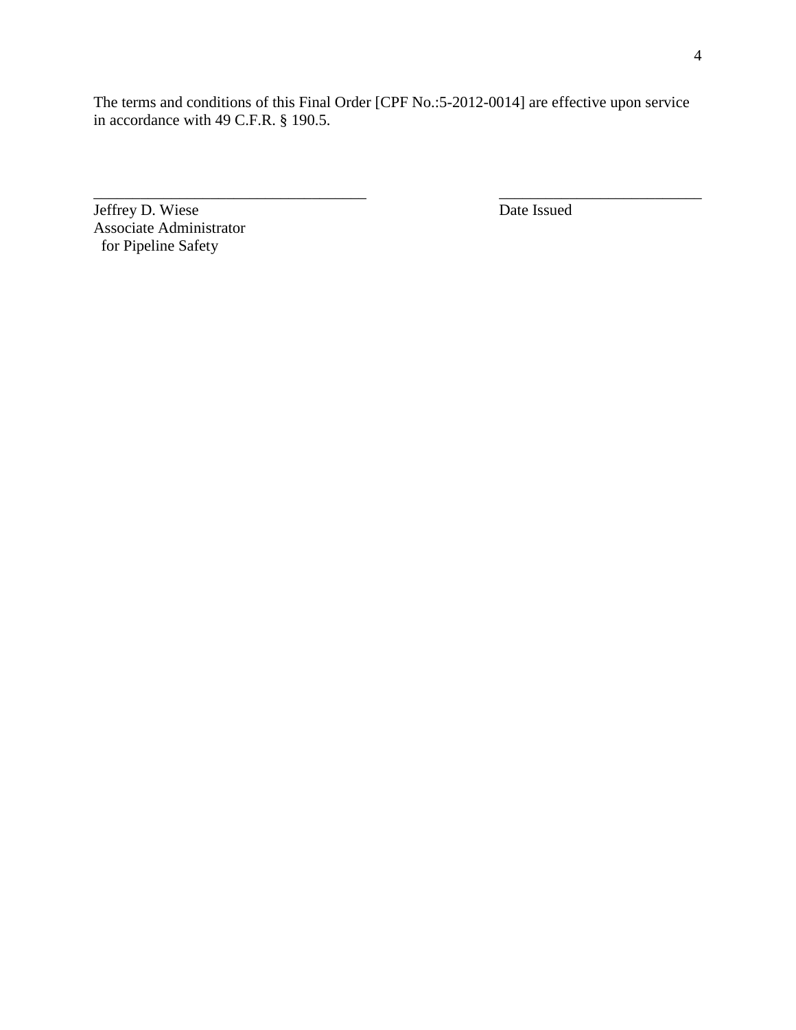The terms and conditions of this Final Order [CPF No.:5-2012-0014] are effective upon service in accordance with 49 C.F.R. § 190.5.

\_\_\_\_\_\_\_\_\_\_\_\_\_\_\_\_\_\_\_\_\_\_\_\_\_\_\_\_\_\_\_\_\_\_\_\_\_\_\_\_\_\_\_\_\_\_\_\_\_\_\_\_\_\_\_\_\_

Jeffrey D. Wiese
Associate Administrator
for Pipeline Safety

\_\_\_\_\_\_\_\_\_\_\_\_\_\_\_\_\_\_\_\_\_\_\_\_\_\_\_\_\_\_\_\_\_\_\_\_\_\_\_\_

Date Issued